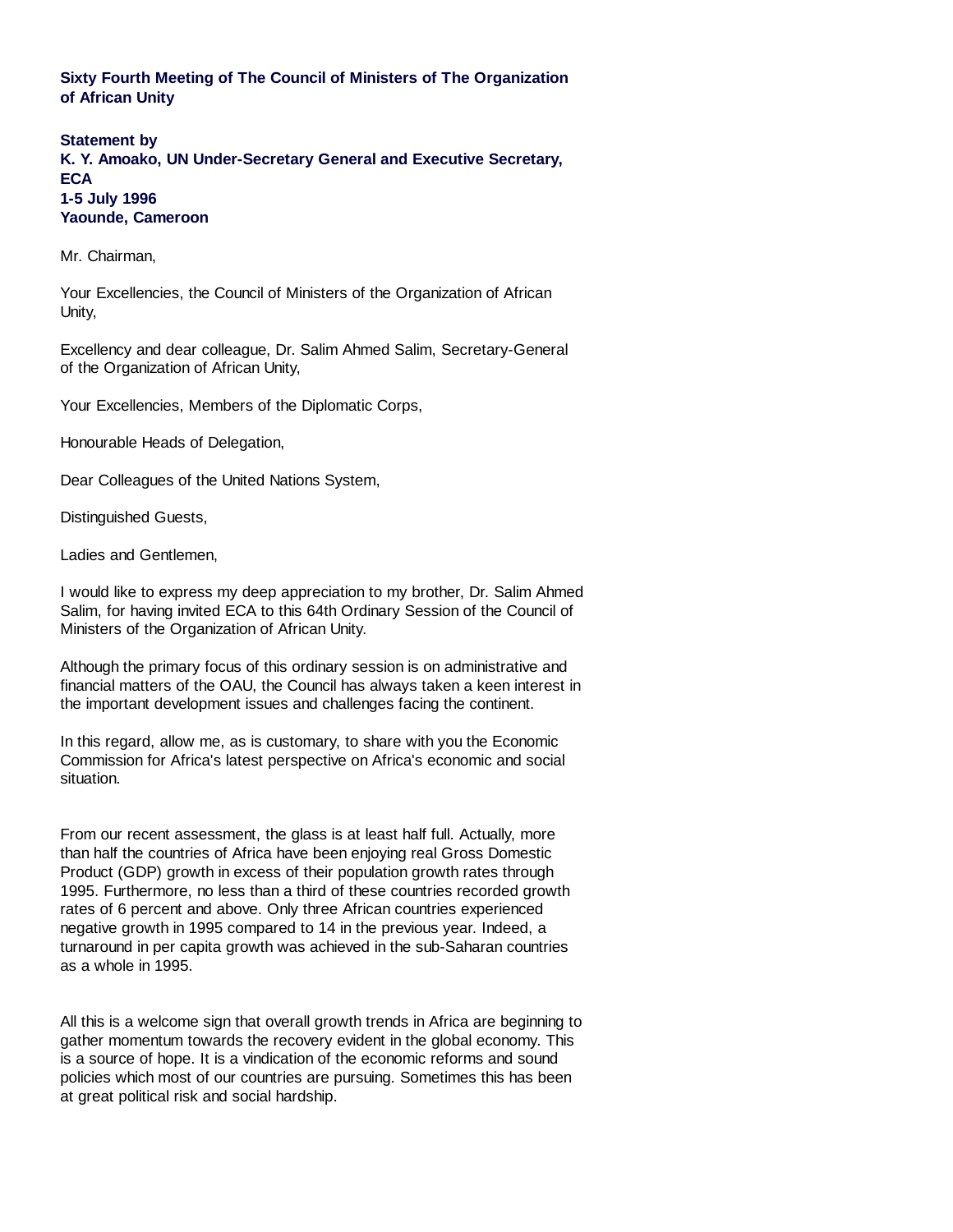**Sixty Fourth Meeting of The Council of Ministers of The Organization of African Unity**

**Statement by**
**K. Y. Amoako, UN Under-Secretary General and Executive Secretary, ECA**
**1-5 July 1996**
**Yaounde, Cameroon**

Mr. Chairman,

Your Excellencies, the Council of Ministers of the Organization of African Unity,

Excellency and dear colleague, Dr. Salim Ahmed Salim, Secretary-General of the Organization of African Unity,

Your Excellencies, Members of the Diplomatic Corps,

Honourable Heads of Delegation,

Dear Colleagues of the United Nations System,

Distinguished Guests,

Ladies and Gentlemen,

I would like to express my deep appreciation to my brother, Dr. Salim Ahmed Salim, for having invited ECA to this 64th Ordinary Session of the Council of Ministers of the Organization of African Unity.

Although the primary focus of this ordinary session is on administrative and financial matters of the OAU, the Council has always taken a keen interest in the important development issues and challenges facing the continent.

In this regard, allow me, as is customary, to share with you the Economic Commission for Africa's latest perspective on Africa's economic and social situation.

From our recent assessment, the glass is at least half full. Actually, more than half the countries of Africa have been enjoying real Gross Domestic Product (GDP) growth in excess of their population growth rates through 1995. Furthermore, no less than a third of these countries recorded growth rates of 6 percent and above. Only three African countries experienced negative growth in 1995 compared to 14 in the previous year. Indeed, a turnaround in per capita growth was achieved in the sub-Saharan countries as a whole in 1995.

All this is a welcome sign that overall growth trends in Africa are beginning to gather momentum towards the recovery evident in the global economy. This is a source of hope. It is a vindication of the economic reforms and sound policies which most of our countries are pursuing. Sometimes this has been at great political risk and social hardship.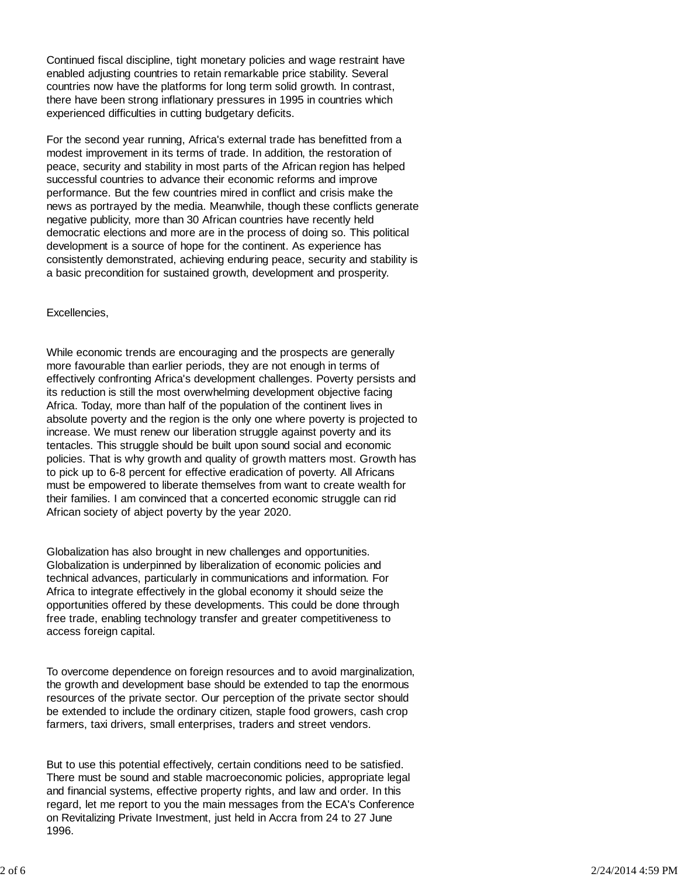Continued fiscal discipline, tight monetary policies and wage restraint have enabled adjusting countries to retain remarkable price stability. Several countries now have the platforms for long term solid growth. In contrast, there have been strong inflationary pressures in 1995 in countries which experienced difficulties in cutting budgetary deficits.

For the second year running, Africa's external trade has benefitted from a modest improvement in its terms of trade. In addition, the restoration of peace, security and stability in most parts of the African region has helped successful countries to advance their economic reforms and improve performance. But the few countries mired in conflict and crisis make the news as portrayed by the media. Meanwhile, though these conflicts generate negative publicity, more than 30 African countries have recently held democratic elections and more are in the process of doing so. This political development is a source of hope for the continent. As experience has consistently demonstrated, achieving enduring peace, security and stability is a basic precondition for sustained growth, development and prosperity.

Excellencies,

While economic trends are encouraging and the prospects are generally more favourable than earlier periods, they are not enough in terms of effectively confronting Africa's development challenges. Poverty persists and its reduction is still the most overwhelming development objective facing Africa. Today, more than half of the population of the continent lives in absolute poverty and the region is the only one where poverty is projected to increase. We must renew our liberation struggle against poverty and its tentacles. This struggle should be built upon sound social and economic policies. That is why growth and quality of growth matters most. Growth has to pick up to 6-8 percent for effective eradication of poverty. All Africans must be empowered to liberate themselves from want to create wealth for their families. I am convinced that a concerted economic struggle can rid African society of abject poverty by the year 2020.

Globalization has also brought in new challenges and opportunities. Globalization is underpinned by liberalization of economic policies and technical advances, particularly in communications and information. For Africa to integrate effectively in the global economy it should seize the opportunities offered by these developments. This could be done through free trade, enabling technology transfer and greater competitiveness to access foreign capital.

To overcome dependence on foreign resources and to avoid marginalization, the growth and development base should be extended to tap the enormous resources of the private sector. Our perception of the private sector should be extended to include the ordinary citizen, staple food growers, cash crop farmers, taxi drivers, small enterprises, traders and street vendors.

But to use this potential effectively, certain conditions need to be satisfied. There must be sound and stable macroeconomic policies, appropriate legal and financial systems, effective property rights, and law and order. In this regard, let me report to you the main messages from the ECA's Conference on Revitalizing Private Investment, just held in Accra from 24 to 27 June 1996.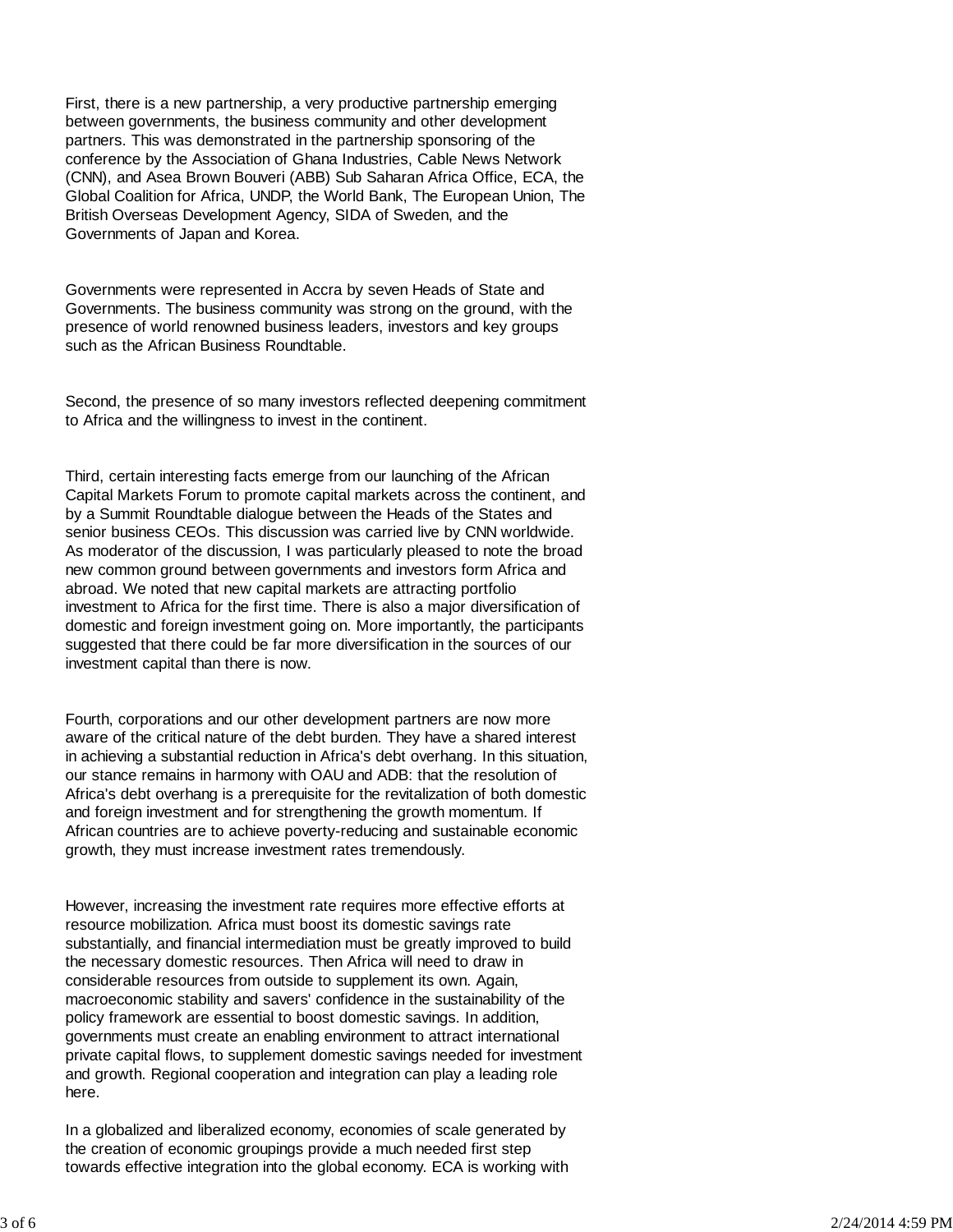First, there is a new partnership, a very productive partnership emerging between governments, the business community and other development partners. This was demonstrated in the partnership sponsoring of the conference by the Association of Ghana Industries, Cable News Network (CNN), and Asea Brown Bouveri (ABB) Sub Saharan Africa Office, ECA, the Global Coalition for Africa, UNDP, the World Bank, The European Union, The British Overseas Development Agency, SIDA of Sweden, and the Governments of Japan and Korea.

Governments were represented in Accra by seven Heads of State and Governments. The business community was strong on the ground, with the presence of world renowned business leaders, investors and key groups such as the African Business Roundtable.

Second, the presence of so many investors reflected deepening commitment to Africa and the willingness to invest in the continent.

Third, certain interesting facts emerge from our launching of the African Capital Markets Forum to promote capital markets across the continent, and by a Summit Roundtable dialogue between the Heads of the States and senior business CEOs. This discussion was carried live by CNN worldwide. As moderator of the discussion, I was particularly pleased to note the broad new common ground between governments and investors form Africa and abroad. We noted that new capital markets are attracting portfolio investment to Africa for the first time. There is also a major diversification of domestic and foreign investment going on. More importantly, the participants suggested that there could be far more diversification in the sources of our investment capital than there is now.

Fourth, corporations and our other development partners are now more aware of the critical nature of the debt burden. They have a shared interest in achieving a substantial reduction in Africa's debt overhang. In this situation, our stance remains in harmony with OAU and ADB: that the resolution of Africa's debt overhang is a prerequisite for the revitalization of both domestic and foreign investment and for strengthening the growth momentum. If African countries are to achieve poverty-reducing and sustainable economic growth, they must increase investment rates tremendously.

However, increasing the investment rate requires more effective efforts at resource mobilization. Africa must boost its domestic savings rate substantially, and financial intermediation must be greatly improved to build the necessary domestic resources. Then Africa will need to draw in considerable resources from outside to supplement its own. Again, macroeconomic stability and savers' confidence in the sustainability of the policy framework are essential to boost domestic savings. In addition, governments must create an enabling environment to attract international private capital flows, to supplement domestic savings needed for investment and growth. Regional cooperation and integration can play a leading role here.

In a globalized and liberalized economy, economies of scale generated by the creation of economic groupings provide a much needed first step towards effective integration into the global economy. ECA is working with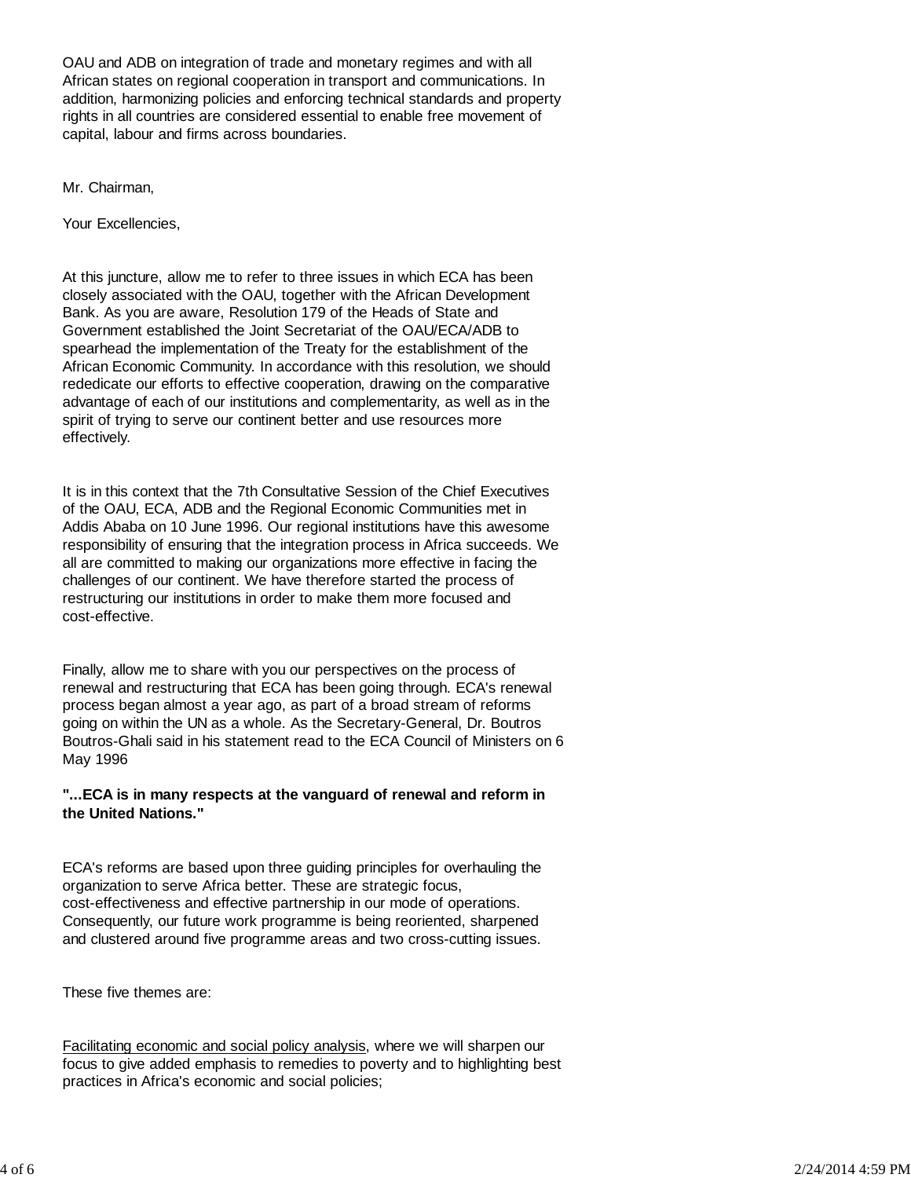OAU and ADB on integration of trade and monetary regimes and with all African states on regional cooperation in transport and communications. In addition, harmonizing policies and enforcing technical standards and property rights in all countries are considered essential to enable free movement of capital, labour and firms across boundaries.

Mr. Chairman,

Your Excellencies,

At this juncture, allow me to refer to three issues in which ECA has been closely associated with the OAU, together with the African Development Bank. As you are aware, Resolution 179 of the Heads of State and Government established the Joint Secretariat of the OAU/ECA/ADB to spearhead the implementation of the Treaty for the establishment of the African Economic Community. In accordance with this resolution, we should rededicate our efforts to effective cooperation, drawing on the comparative advantage of each of our institutions and complementarity, as well as in the spirit of trying to serve our continent better and use resources more effectively.

It is in this context that the 7th Consultative Session of the Chief Executives of the OAU, ECA, ADB and the Regional Economic Communities met in Addis Ababa on 10 June 1996. Our regional institutions have this awesome responsibility of ensuring that the integration process in Africa succeeds. We all are committed to making our organizations more effective in facing the challenges of our continent. We have therefore started the process of restructuring our institutions in order to make them more focused and cost-effective.

Finally, allow me to share with you our perspectives on the process of renewal and restructuring that ECA has been going through. ECA's renewal process began almost a year ago, as part of a broad stream of reforms going on within the UN as a whole. As the Secretary-General, Dr. Boutros Boutros-Ghali said in his statement read to the ECA Council of Ministers on 6 May 1996

**"...ECA is in many respects at the vanguard of renewal and reform in the United Nations."**

ECA's reforms are based upon three guiding principles for overhauling the organization to serve Africa better. These are strategic focus, cost-effectiveness and effective partnership in our mode of operations. Consequently, our future work programme is being reoriented, sharpened and clustered around five programme areas and two cross-cutting issues.

These five themes are:

<u>Facilitating economic and social policy analysis</u>, where we will sharpen our focus to give added emphasis to remedies to poverty and to highlighting best practices in Africa's economic and social policies;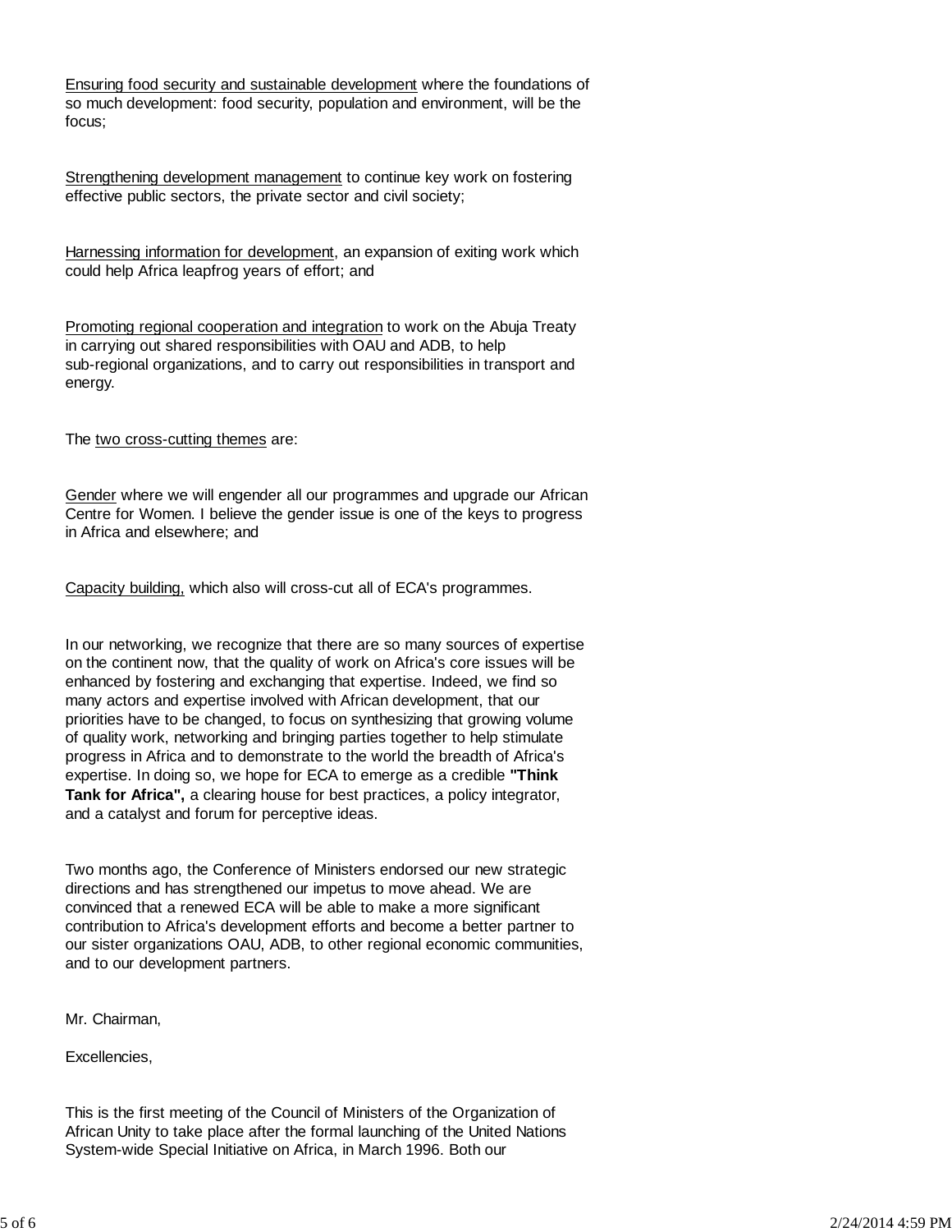Ensuring food security and sustainable development where the foundations of so much development: food security, population and environment, will be the focus;

Strengthening development management to continue key work on fostering effective public sectors, the private sector and civil society;

Harnessing information for development, an expansion of exiting work which could help Africa leapfrog years of effort; and

Promoting regional cooperation and integration to work on the Abuja Treaty in carrying out shared responsibilities with OAU and ADB, to help sub-regional organizations, and to carry out responsibilities in transport and energy.

The two cross-cutting themes are:

Gender where we will engender all our programmes and upgrade our African Centre for Women. I believe the gender issue is one of the keys to progress in Africa and elsewhere; and

Capacity building, which also will cross-cut all of ECA's programmes.

In our networking, we recognize that there are so many sources of expertise on the continent now, that the quality of work on Africa's core issues will be enhanced by fostering and exchanging that expertise. Indeed, we find so many actors and expertise involved with African development, that our priorities have to be changed, to focus on synthesizing that growing volume of quality work, networking and bringing parties together to help stimulate progress in Africa and to demonstrate to the world the breadth of Africa's expertise. In doing so, we hope for ECA to emerge as a credible **"Think Tank for Africa",** a clearing house for best practices, a policy integrator, and a catalyst and forum for perceptive ideas.

Two months ago, the Conference of Ministers endorsed our new strategic directions and has strengthened our impetus to move ahead. We are convinced that a renewed ECA will be able to make a more significant contribution to Africa's development efforts and become a better partner to our sister organizations OAU, ADB, to other regional economic communities, and to our development partners.

Mr. Chairman,

Excellencies,

This is the first meeting of the Council of Ministers of the Organization of African Unity to take place after the formal launching of the United Nations System-wide Special Initiative on Africa, in March 1996. Both our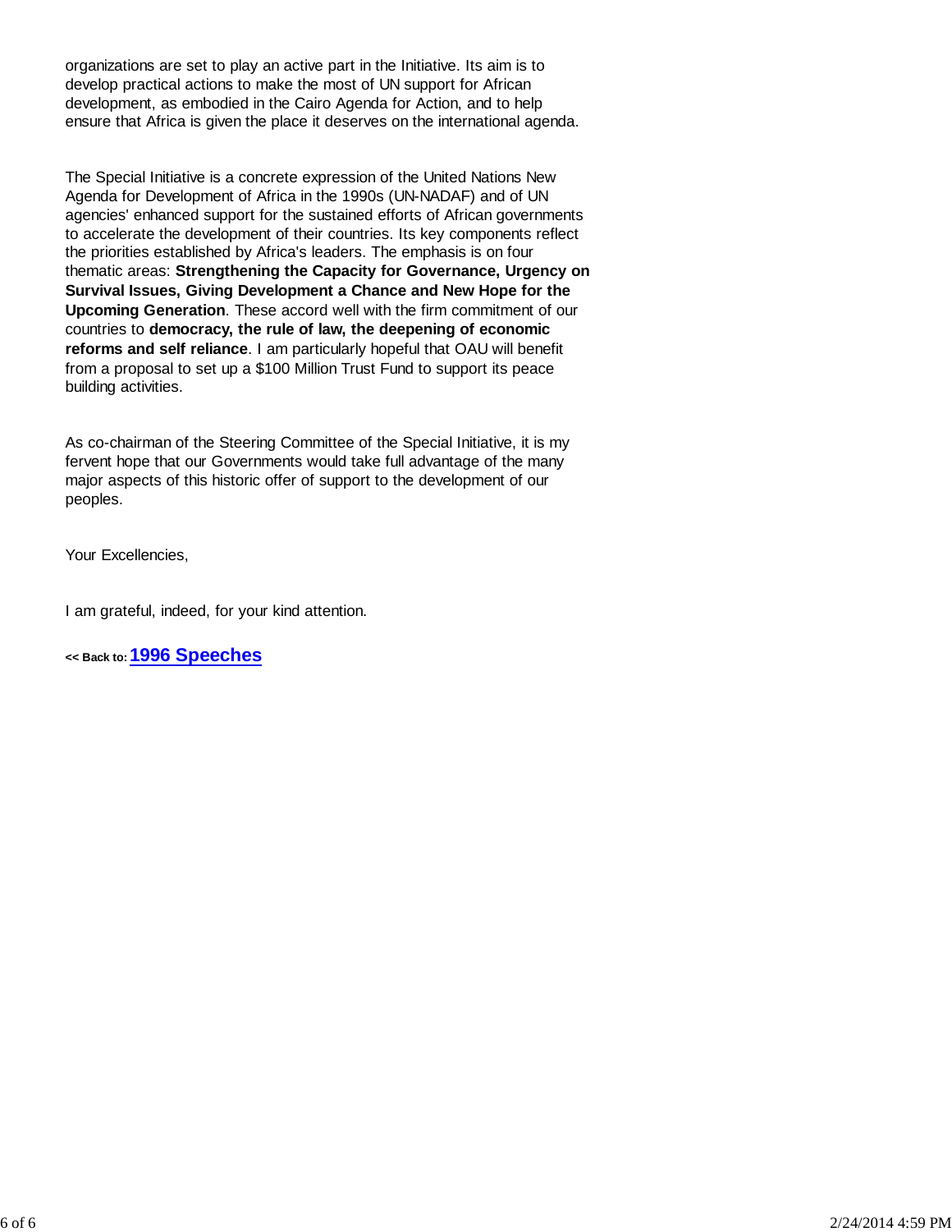organizations are set to play an active part in the Initiative. Its aim is to develop practical actions to make the most of UN support for African development, as embodied in the Cairo Agenda for Action, and to help ensure that Africa is given the place it deserves on the international agenda.

The Special Initiative is a concrete expression of the United Nations New Agenda for Development of Africa in the 1990s (UN-NADAF) and of UN agencies' enhanced support for the sustained efforts of African governments to accelerate the development of their countries. Its key components reflect the priorities established by Africa's leaders. The emphasis is on four thematic areas: **Strengthening the Capacity for Governance, Urgency on Survival Issues, Giving Development a Chance and New Hope for the Upcoming Generation**. These accord well with the firm commitment of our countries to **democracy, the rule of law, the deepening of economic reforms and self reliance**. I am particularly hopeful that OAU will benefit from a proposal to set up a $100 Million Trust Fund to support its peace building activities.

As co-chairman of the Steering Committee of the Special Initiative, it is my fervent hope that our Governments would take full advantage of the many major aspects of this historic offer of support to the development of our peoples.

Your Excellencies,

I am grateful, indeed, for your kind attention.

**<< Back to: 1996 Speeches**